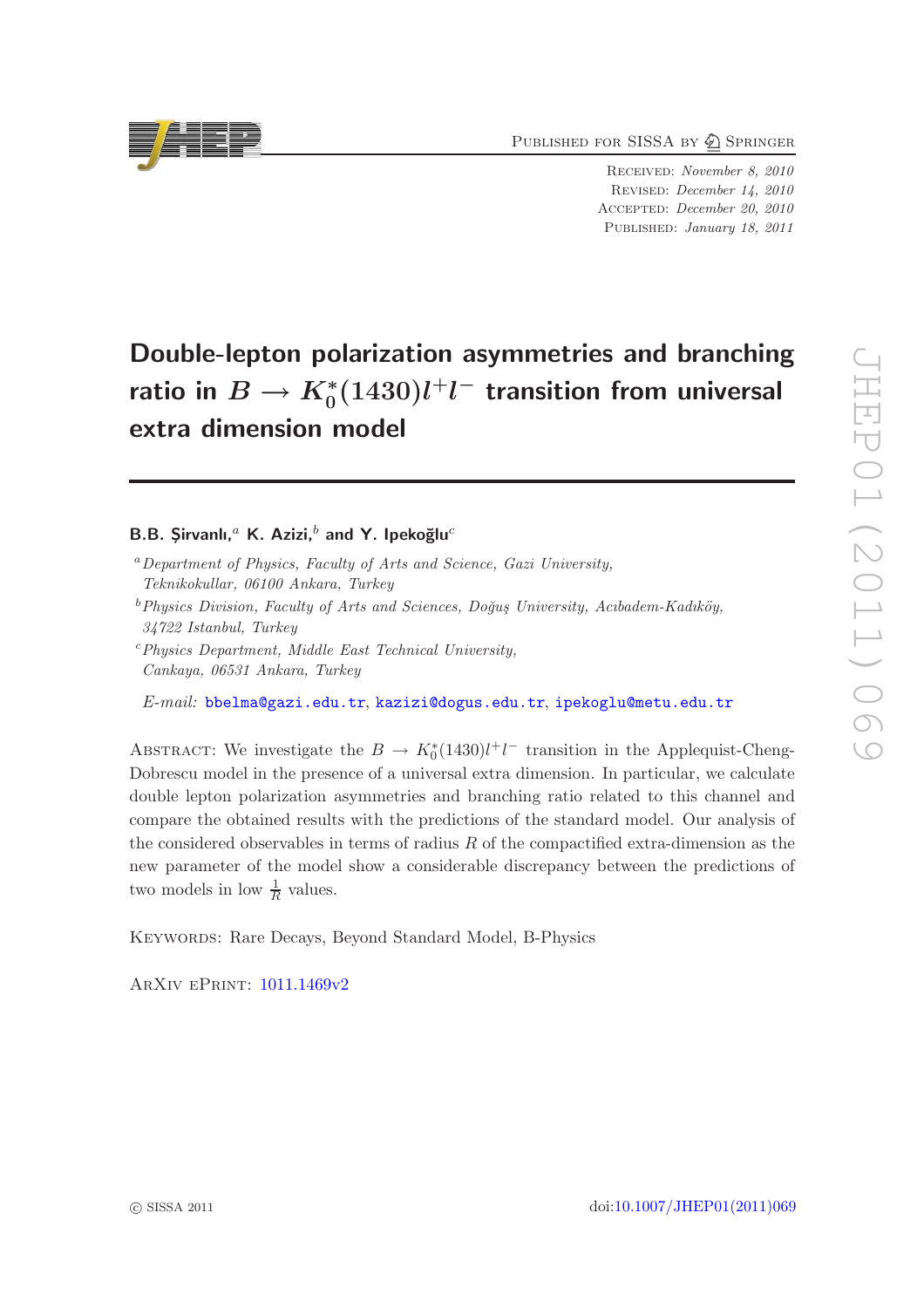Published for SISSA by Springer

Received: *November 8, 2010*
Revised: *December 14, 2010*
Accepted: *December 20, 2010*
Published: *January 18, 2011*

# Double-lepton polarization asymmetries and branching ratio in $B \to K_0^*(1430)l^+l^-$ transition from universal extra dimension model

**B.B. Şirvanlı,[a] K. Azizi,[b] and Y. Ipekoğlu[c]**

[a] *Department of Physics, Faculty of Arts and Science, Gazi University, Teknikokullar, 06100 Ankara, Turkey*

[b] *Physics Division, Faculty of Arts and Sciences, Doğuş University, Acıbadem-Kadıköy, 34722 Istanbul, Turkey*

[c] *Physics Department, Middle East Technical University, Cankaya, 06531 Ankara, Turkey*

*E-mail:* bbelma@gazi.edu.tr, kazizi@dogus.edu.tr, ipekoglu@metu.edu.tr

Abstract: We investigate the $B \to K_0^*(1430)l^+l^-$ transition in the Applequist-Cheng-Dobrescu model in the presence of a universal extra dimension. In particular, we calculate double lepton polarization asymmetries and branching ratio related to this channel and compare the obtained results with the predictions of the standard model. Our analysis of the considered observables in terms of radius $R$ of the compactified extra-dimension as the new parameter of the model show a considerable discrepancy between the predictions of two models in low $\frac{1}{R}$ values.

Keywords: Rare Decays, Beyond Standard Model, B-Physics

ArXiv ePrint: 1011.1469v2

© SISSA 2011

doi:10.1007/JHEP01(2011)069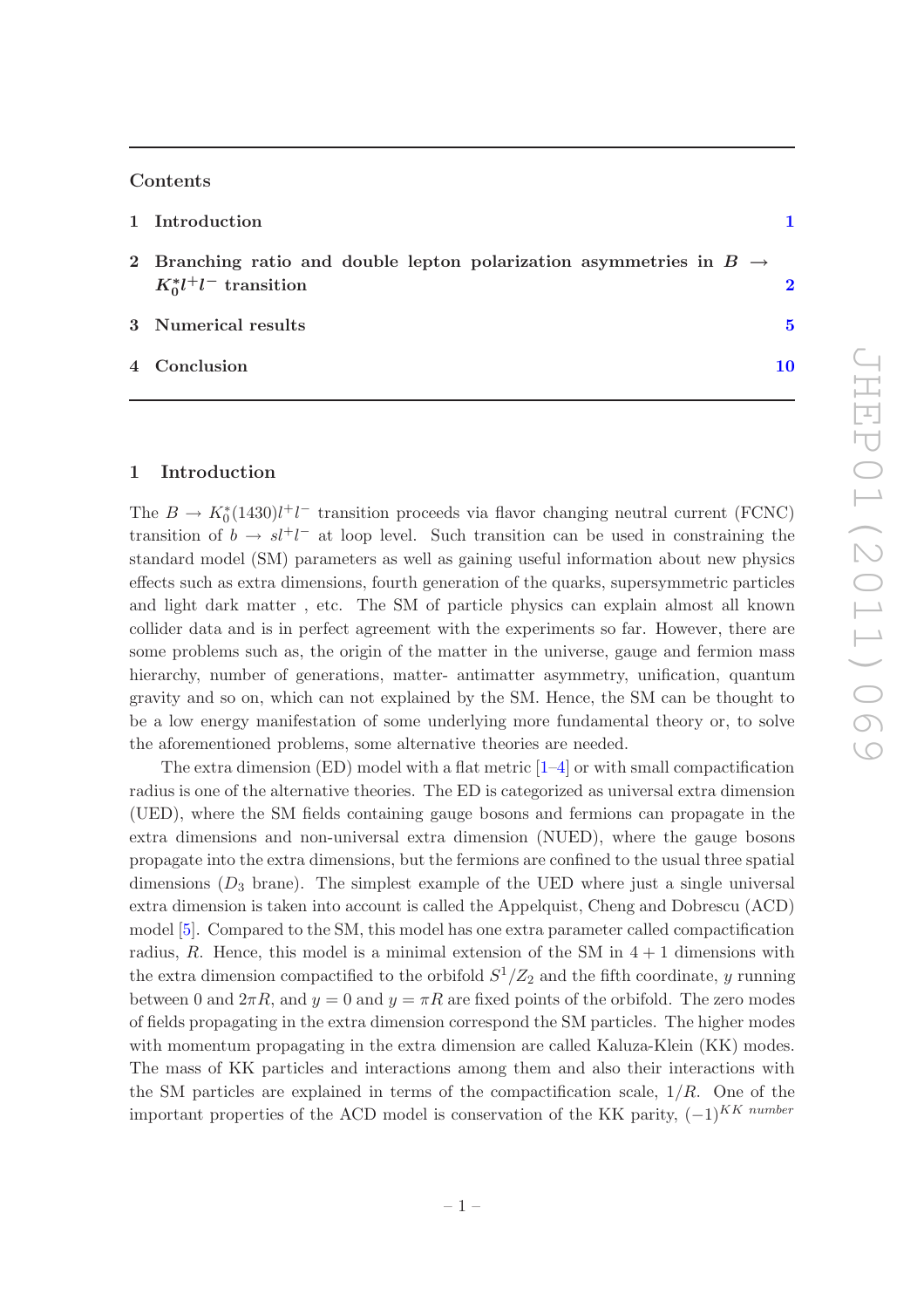## Contents

1 Introduction 1

2 Branching ratio and double lepton polarization asymmetries in $B \to K_0^* l^+ l^-$ transition 2

3 Numerical results 5

4 Conclusion 10

# 1 Introduction

The $B \to K_0^*(1430) l^+ l^-$ transition proceeds via flavor changing neutral current (FCNC) transition of $b \to s l^+ l^-$ at loop level. Such transition can be used in constraining the standard model (SM) parameters as well as gaining useful information about new physics effects such as extra dimensions, fourth generation of the quarks, supersymmetric particles and light dark matter , etc. The SM of particle physics can explain almost all known collider data and is in perfect agreement with the experiments so far. However, there are some problems such as, the origin of the matter in the universe, gauge and fermion mass hierarchy, number of generations, matter- antimatter asymmetry, unification, quantum gravity and so on, which can not explained by the SM. Hence, the SM can be thought to be a low energy manifestation of some underlying more fundamental theory or, to solve the aforementioned problems, some alternative theories are needed.

The extra dimension (ED) model with a flat metric [1–4] or with small compactification radius is one of the alternative theories. The ED is categorized as universal extra dimension (UED), where the SM fields containing gauge bosons and fermions can propagate in the extra dimensions and non-universal extra dimension (NUED), where the gauge bosons propagate into the extra dimensions, but the fermions are confined to the usual three spatial dimensions ($D_3$ brane). The simplest example of the UED where just a single universal extra dimension is taken into account is called the Appelquist, Cheng and Dobrescu (ACD) model [5]. Compared to the SM, this model has one extra parameter called compactification radius, $R$. Hence, this model is a minimal extension of the SM in $4+1$ dimensions with the extra dimension compactified to the orbifold $S^1/Z_2$ and the fifth coordinate, $y$ running between 0 and $2\pi R$, and $y = 0$ and $y = \pi R$ are fixed points of the orbifold. The zero modes of fields propagating in the extra dimension correspond the SM particles. The higher modes with momentum propagating in the extra dimension are called Kaluza-Klein (KK) modes. The mass of KK particles and interactions among them and also their interactions with the SM particles are explained in terms of the compactification scale, $1/R$. One of the important properties of the ACD model is conservation of the KK parity, $(-1)^{KK\ number}$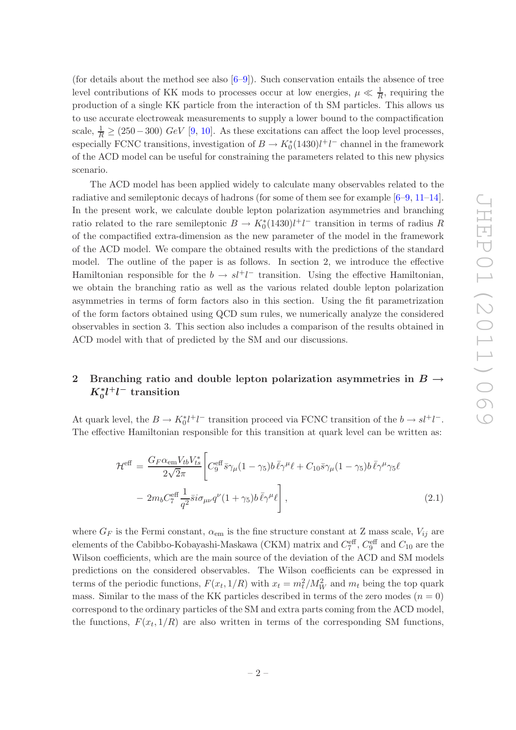(for details about the method see also [6–9]). Such conservation entails the absence of tree level contributions of KK mods to processes occur at low energies, $\mu \ll \frac{1}{R}$, requiring the production of a single KK particle from the interaction of th SM particles. This allows us to use accurate electroweak measurements to supply a lower bound to the compactification scale, $\frac{1}{R} \geq (250 - 300)$ $GeV$ [9, 10]. As these excitations can affect the loop level processes, especially FCNC transitions, investigation of $B \to K_0^*(1430)l^+l^-$ channel in the framework of the ACD model can be useful for constraining the parameters related to this new physics scenario.

The ACD model has been applied widely to calculate many observables related to the radiative and semileptonic decays of hadrons (for some of them see for example [6–9, 11–14]. In the present work, we calculate double lepton polarization asymmetries and branching ratio related to the rare semileptonic $B \to K_0^*(1430)l^+l^-$ transition in terms of radius $R$ of the compactified extra-dimension as the new parameter of the model in the framework of the ACD model. We compare the obtained results with the predictions of the standard model. The outline of the paper is as follows. In section 2, we introduce the effective Hamiltonian responsible for the $b \to sl^+l^-$ transition. Using the effective Hamiltonian, we obtain the branching ratio as well as the various related double lepton polarization asymmetries in terms of form factors also in this section. Using the fit parametrization of the form factors obtained using QCD sum rules, we numerically analyze the considered observables in section 3. This section also includes a comparison of the results obtained in ACD model with that of predicted by the SM and our discussions.

## 2 Branching ratio and double lepton polarization asymmetries in $B \to K_0^* l^+l^-$ transition

At quark level, the $B \to K_0^* l^+l^-$ transition proceed via FCNC transition of the $b \to sl^+l^-$. The effective Hamiltonian responsible for this transition at quark level can be written as:

$$\begin{aligned}
\mathcal{H}^{\rm eff} &= \frac{G_F \alpha_{\rm em} V_{tb} V_{ts}^*}{2\sqrt{2}\pi} \Bigg[ C_9^{\rm eff} \bar{s}\gamma_\mu(1-\gamma_5)b\, \bar{\ell}\gamma^\mu \ell + C_{10} \bar{s}\gamma_\mu(1-\gamma_5)b\, \bar{\ell}\gamma^\mu\gamma_5 \ell \\
&- 2m_b C_7^{\rm eff} \frac{1}{q^2} \bar{s} i\sigma_{\mu\nu} q^\nu (1+\gamma_5) b\, \bar{\ell}\gamma^\mu \ell \Bigg], \qquad (2.1)
\end{aligned}$$

where $G_F$ is the Fermi constant, $\alpha_{\rm em}$ is the fine structure constant at Z mass scale, $V_{ij}$ are elements of the Cabibbo-Kobayashi-Maskawa (CKM) matrix and $C_7^{\rm eff}$, $C_9^{\rm eff}$ and $C_{10}$ are the Wilson coefficients, which are the main source of the deviation of the ACD and SM models predictions on the considered observables. The Wilson coefficients can be expressed in terms of the periodic functions, $F(x_t, 1/R)$ with $x_t = m_t^2/M_W^2$ and $m_t$ being the top quark mass. Similar to the mass of the KK particles described in terms of the zero modes $(n = 0)$ correspond to the ordinary particles of the SM and extra parts coming from the ACD model, the functions, $F(x_t, 1/R)$ are also written in terms of the corresponding SM functions,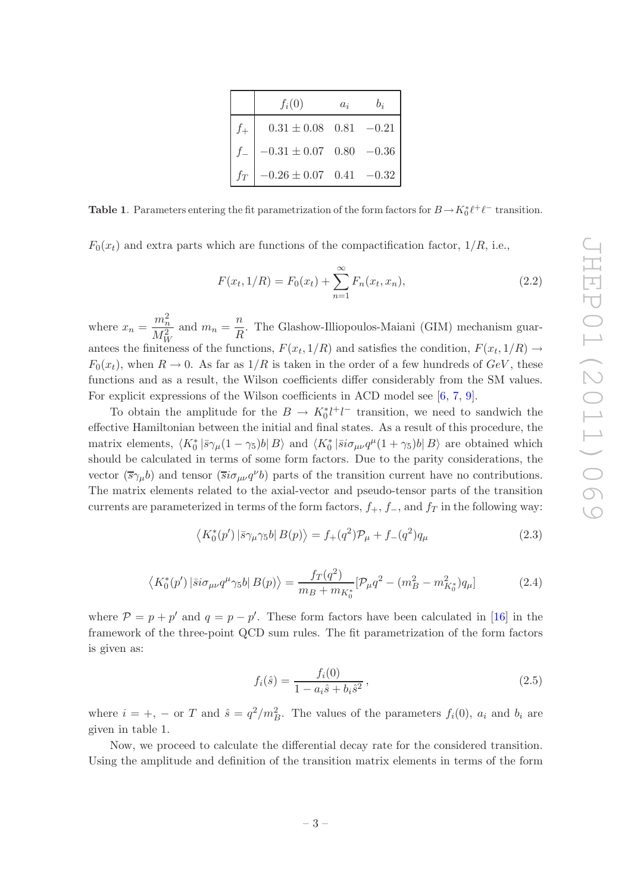|  | $f_i(0)$ | $a_i$ | $b_i$ |
|---|---|---|---|
| $f_+$ | $0.31 \pm 0.08$ | 0.81 | $-0.21$ |
| $f_-$ | $-0.31 \pm 0.07$ | 0.80 | $-0.36$ |
| $f_T$ | $-0.26 \pm 0.07$ | 0.41 | $-0.32$ |

**Table 1**. Parameters entering the fit parametrization of the form factors for $B \to K_0^* \ell^+ \ell^-$ transition.

$F_0(x_t)$ and extra parts which are functions of the compactification factor, $1/R$, i.e.,

$$F(x_t, 1/R) = F_0(x_t) + \sum_{n=1}^{\infty} F_n(x_t, x_n), \tag{2.2}$$

where $x_n = \dfrac{m_n^2}{M_W^2}$ and $m_n = \dfrac{n}{R}$. The Glashow-Illiopoulos-Maiani (GIM) mechanism guarantees the finiteness of the functions, $F(x_t, 1/R)$ and satisfies the condition, $F(x_t, 1/R) \to F_0(x_t)$, when $R \to 0$. As far as $1/R$ is taken in the order of a few hundreds of $GeV$, these functions and as a result, the Wilson coefficients differ considerably from the SM values. For explicit expressions of the Wilson coefficients in ACD model see [6, 7, 9].

To obtain the amplitude for the $B \to K_0^* l^+ l^-$ transition, we need to sandwich the effective Hamiltonian between the initial and final states. As a result of this procedure, the matrix elements, $\langle K_0^* | \bar{s}\gamma_\mu(1-\gamma_5)b | B \rangle$ and $\langle K_0^* | \bar{s} i\sigma_{\mu\nu} q^\mu (1+\gamma_5) b | B \rangle$ are obtained which should be calculated in terms of some form factors. Due to the parity considerations, the vector $(\bar{s}\gamma_\mu b)$ and tensor $(\bar{s} i\sigma_{\mu\nu} q^\nu b)$ parts of the transition current have no contributions. The matrix elements related to the axial-vector and pseudo-tensor parts of the transition currents are parameterized in terms of the form factors, $f_+$, $f_-$, and $f_T$ in the following way:

$$\left\langle K_0^*(p') \right| \bar{s}\gamma_\mu\gamma_5 b \left| B(p) \right\rangle = f_+(q^2)\mathcal{P}_\mu + f_-(q^2) q_\mu \tag{2.3}$$

$$\left\langle K_0^*(p') \right| \bar{s} i\sigma_{\mu\nu} q^\mu \gamma_5 b \left| B(p) \right\rangle = \frac{f_T(q^2)}{m_B + m_{K_0^*}} [\mathcal{P}_\mu q^2 - (m_B^2 - m_{K_0^*}^2) q_\mu] \tag{2.4}$$

where $\mathcal{P} = p + p'$ and $q = p - p'$. These form factors have been calculated in [16] in the framework of the three-point QCD sum rules. The fit parametrization of the form factors is given as:

$$f_i(\hat{s}) = \frac{f_i(0)}{1 - a_i \hat{s} + b_i \hat{s}^2}\,, \tag{2.5}$$

where $i = +, -$ or $T$ and $\hat{s} = q^2/m_B^2$. The values of the parameters $f_i(0)$, $a_i$ and $b_i$ are given in table 1.

Now, we proceed to calculate the differential decay rate for the considered transition. Using the amplitude and definition of the transition matrix elements in terms of the form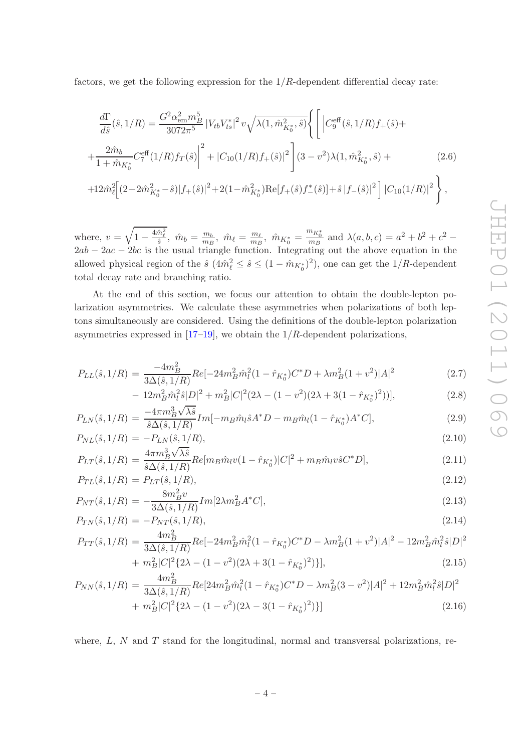factors, we get the following expression for the $1/R$-dependent differential decay rate:

$$
\begin{aligned}
\frac{d\Gamma}{d\hat{s}}(\hat{s},1/R) =& \frac{G^2\alpha_{\rm em}^2 m_B^5}{3072\pi^5}\left|V_{tb}V_{ts}^*\right|^2 v\sqrt{\lambda(1,\hat{m}_{K_0^*}^2,\hat{s})}\Bigg\{\Bigg[\Big|C_9^{\rm eff}(\hat{s},1/R)f_+(\hat{s})+ \\
&+\frac{2\hat{m}_b}{1+\hat{m}_{K_0^*}}C_7^{\rm eff}(1/R)f_T(\hat{s})\Big|^2+\left|C_{10}(1/R)f_+(\hat{s})\right|^2\Bigg](3-v^2)\lambda(1,\hat{m}_{K_0^*}^2,\hat{s})+ \\
&+12\hat{m}_\ell^2\Big[(2+2\hat{m}_{K_0^*}^2-\hat{s})|f_+(\hat{s})|^2+2(1-\hat{m}_{K_0^*}^2){\rm Re}[f_+(\hat{s})f_-^*(\hat{s})]+\hat{s}\left|f_-(\hat{s})\right|^2\Big]\left|C_{10}(1/R)\right|^2\Bigg\},
\end{aligned}
\tag{2.6}
$$

where, $v=\sqrt{1-\frac{4\hat{m}_\ell^2}{\hat{s}}}$, $\hat{m}_b=\frac{m_b}{m_B}$, $\hat{m}_\ell=\frac{m_\ell}{m_B}$, $\hat{m}_{K_0^*}=\frac{m_{K_0^*}}{m_B}$ and $\lambda(a,b,c)=a^2+b^2+c^2-2ab-2ac-2bc$ is the usual triangle function. Integrating out the above equation in the allowed physical region of the $\hat{s}$ $(4\hat{m}_\ell^2\leq\hat{s}\leq(1-\hat{m}_{K_0^*})^2)$, one can get the $1/R$-dependent total decay rate and branching ratio.

At the end of this section, we focus our attention to obtain the double-lepton polarization asymmetries. We calculate these asymmetries when polarizations of both leptons simultaneously are considered. Using the definitions of the double-lepton polarization asymmetries expressed in [17–19], we obtain the $1/R$-dependent polarizations,

$$
\begin{aligned}
P_{LL}(\hat{s},1/R) =& \frac{-4m_B^2}{3\Delta(\hat{s},1/R)}Re[-24m_B^2\hat{m}_l^2(1-\hat{r}_{K_0^*})C^*D+\lambda m_B^2(1+v^2)|A|^2 &(2.7)\\
&-12m_B^2\hat{m}_l^2\hat{s}|D|^2+m_B^2|C|^2(2\lambda-(1-v^2)(2\lambda+3(1-\hat{r}_{K_0^*})^2))], &(2.8)\\
P_{LN}(\hat{s},1/R) =& \frac{-4\pi m_B^3\sqrt{\lambda\hat{s}}}{\hat{s}\Delta(\hat{s},1/R)}Im[-m_B\hat{m}_l\hat{s}A^*D-m_B\hat{m}_l(1-\hat{r}_{K_0^*})A^*C], &(2.9)\\
P_{NL}(\hat{s},1/R) =& -P_{LN}(\hat{s},1/R), &(2.10)\\
P_{LT}(\hat{s},1/R) =& \frac{4\pi m_B^3\sqrt{\lambda\hat{s}}}{\hat{s}\Delta(\hat{s},1/R)}Re[m_B\hat{m}_l v(1-\hat{r}_{K_0^*})|C|^2+m_B\hat{m}_l v\hat{s}C^*D], &(2.11)\\
P_{TL}(\hat{s},1/R) =& P_{LT}(\hat{s},1/R), &(2.12)\\
P_{NT}(\hat{s},1/R) =& -\frac{8m_B^2 v}{3\Delta(\hat{s},1/R)}Im[2\lambda m_B^2A^*C], &(2.13)\\
P_{TN}(\hat{s},1/R) =& -P_{NT}(\hat{s},1/R), &(2.14)\\
P_{TT}(\hat{s},1/R) =& \frac{4m_B^2}{3\Delta(\hat{s},1/R)}Re[-24m_B^2\hat{m}_l^2(1-\hat{r}_{K_0^*})C^*D-\lambda m_B^2(1+v^2)|A|^2-12m_B^2\hat{m}_l^2\hat{s}|D|^2 &\\
&+m_B^2|C|^2\{2\lambda-(1-v^2)(2\lambda+3(1-\hat{r}_{K_0^*})^2)\}], &(2.15)\\
P_{NN}(\hat{s},1/R) =& \frac{4m_B^2}{3\Delta(\hat{s},1/R)}Re[24m_B^2\hat{m}_l^2(1-\hat{r}_{K_0^*})C^*D-\lambda m_B^2(3-v^2)|A|^2+12m_B^2\hat{m}_l^2\hat{s}|D|^2 &\\
&+m_B^2|C|^2\{2\lambda-(1-v^2)(2\lambda-3(1-\hat{r}_{K_0^*})^2)\}] &(2.16)
\end{aligned}
$$

where, $L$, $N$ and $T$ stand for the longitudinal, normal and transversal polarizations, re-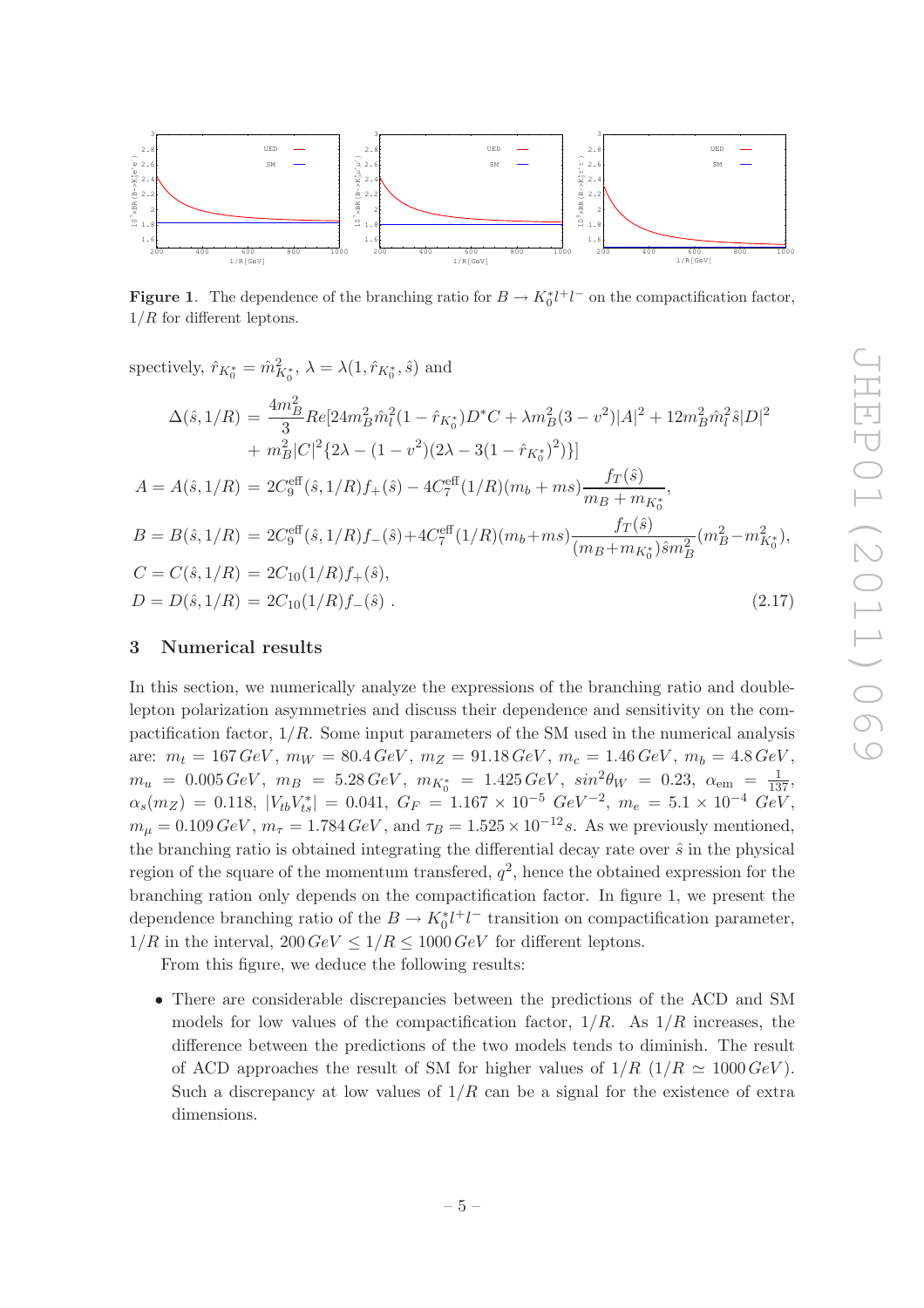**Figure 1**. The dependence of the branching ratio for $B \to K_0^* l^+ l^-$ on the compactification factor, $1/R$ for different leptons.

spectively, $\hat{r}_{K_0^*} = \hat{m}_{K_0^*}^2$, $\lambda = \lambda(1, \hat{r}_{K_0^*}, \hat{s})$ and

$$
\begin{aligned}
\Delta(\hat{s}, 1/R) &= \frac{4m_B^2}{3} Re[24m_B^2 \hat{m}_l^2 (1 - \hat{r}_{K_0^*}) D^* C + \lambda m_B^2 (3 - v^2) |A|^2 + 12 m_B^2 \hat{m}_l^2 \hat{s} |D|^2 \\
&\quad + m_B^2 |C|^2 \{2\lambda - (1 - v^2)(2\lambda - 3(1 - \hat{r}_{K_0^*})^2)\}] \\
A = A(\hat{s}, 1/R) &= 2C_9^{\text{eff}}(\hat{s}, 1/R) f_+(\hat{s}) - 4C_7^{\text{eff}}(1/R)(m_b + ms) \frac{f_T(\hat{s})}{m_B + m_{K_0^*}}, \\
B = B(\hat{s}, 1/R) &= 2C_9^{\text{eff}}(\hat{s}, 1/R) f_-(\hat{s}) + 4C_7^{\text{eff}}(1/R)(m_b + ms) \frac{f_T(\hat{s})}{(m_B + m_{K_0^*}) \hat{s} m_B^2} (m_B^2 - m_{K_0^*}^2), \\
C = C(\hat{s}, 1/R) &= 2C_{10}(1/R) f_+(\hat{s}), \\
D = D(\hat{s}, 1/R) &= 2C_{10}(1/R) f_-(\hat{s}) \ .
\end{aligned}
\tag{2.17}
$$

## 3 Numerical results

In this section, we numerically analyze the expressions of the branching ratio and double-lepton polarization asymmetries and discuss their dependence and sensitivity on the compactification factor, $1/R$. Some input parameters of the SM used in the numerical analysis are: $m_t = 167\,GeV$, $m_W = 80.4\,GeV$, $m_Z = 91.18\,GeV$, $m_c = 1.46\,GeV$, $m_b = 4.8\,GeV$, $m_u = 0.005\,GeV$, $m_B = 5.28\,GeV$, $m_{K_0^*} = 1.425\,GeV$, $sin^2\theta_W = 0.23$, $\alpha_{\text{em}} = \frac{1}{137}$, $\alpha_s(m_Z) = 0.118$, $|V_{tb}V_{ts}^*| = 0.041$, $G_F = 1.167 \times 10^{-5}\ GeV^{-2}$, $m_e = 5.1 \times 10^{-4}\ GeV$, $m_\mu = 0.109\,GeV$, $m_\tau = 1.784\,GeV$, and $\tau_B = 1.525 \times 10^{-12} s$. As we previously mentioned, the branching ratio is obtained integrating the differential decay rate over $\hat{s}$ in the physical region of the square of the momentum transfered, $q^2$, hence the obtained expression for the branching ration only depends on the compactification factor. In figure 1, we present the dependence branching ratio of the $B \to K_0^* l^+ l^-$ transition on compactification parameter, $1/R$ in the interval, $200\,GeV \leq 1/R \leq 1000\,GeV$ for different leptons.

From this figure, we deduce the following results:

- There are considerable discrepancies between the predictions of the ACD and SM models for low values of the compactification factor, $1/R$. As $1/R$ increases, the difference between the predictions of the two models tends to diminish. The result of ACD approaches the result of SM for higher values of $1/R$ ($1/R \simeq 1000\,GeV$). Such a discrepancy at low values of $1/R$ can be a signal for the existence of extra dimensions.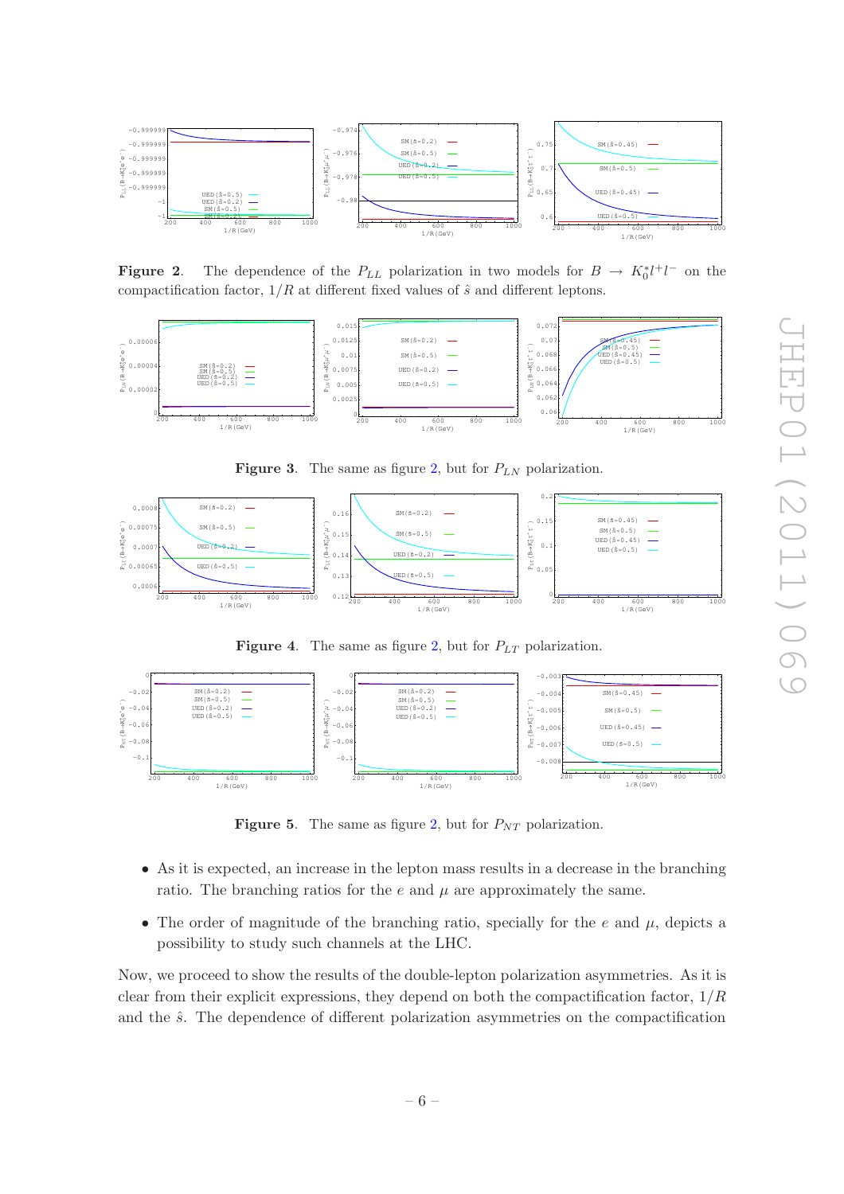**Figure 2**. The dependence of the $P_{LL}$ polarization in two models for $B \to K_0^* l^+ l^-$ on the compactification factor, $1/R$ at different fixed values of $\hat{s}$ and different leptons.

**Figure 3**. The same as figure 2, but for $P_{LN}$ polarization.

**Figure 4**. The same as figure 2, but for $P_{LT}$ polarization.

**Figure 5**. The same as figure 2, but for $P_{NT}$ polarization.

- As it is expected, an increase in the lepton mass results in a decrease in the branching ratio. The branching ratios for the $e$ and $\mu$ are approximately the same.
- The order of magnitude of the branching ratio, specially for the $e$ and $\mu$, depicts a possibility to study such channels at the LHC.

Now, we proceed to show the results of the double-lepton polarization asymmetries. As it is clear from their explicit expressions, they depend on both the compactification factor, $1/R$ and the $\hat{s}$. The dependence of different polarization asymmetries on the compactification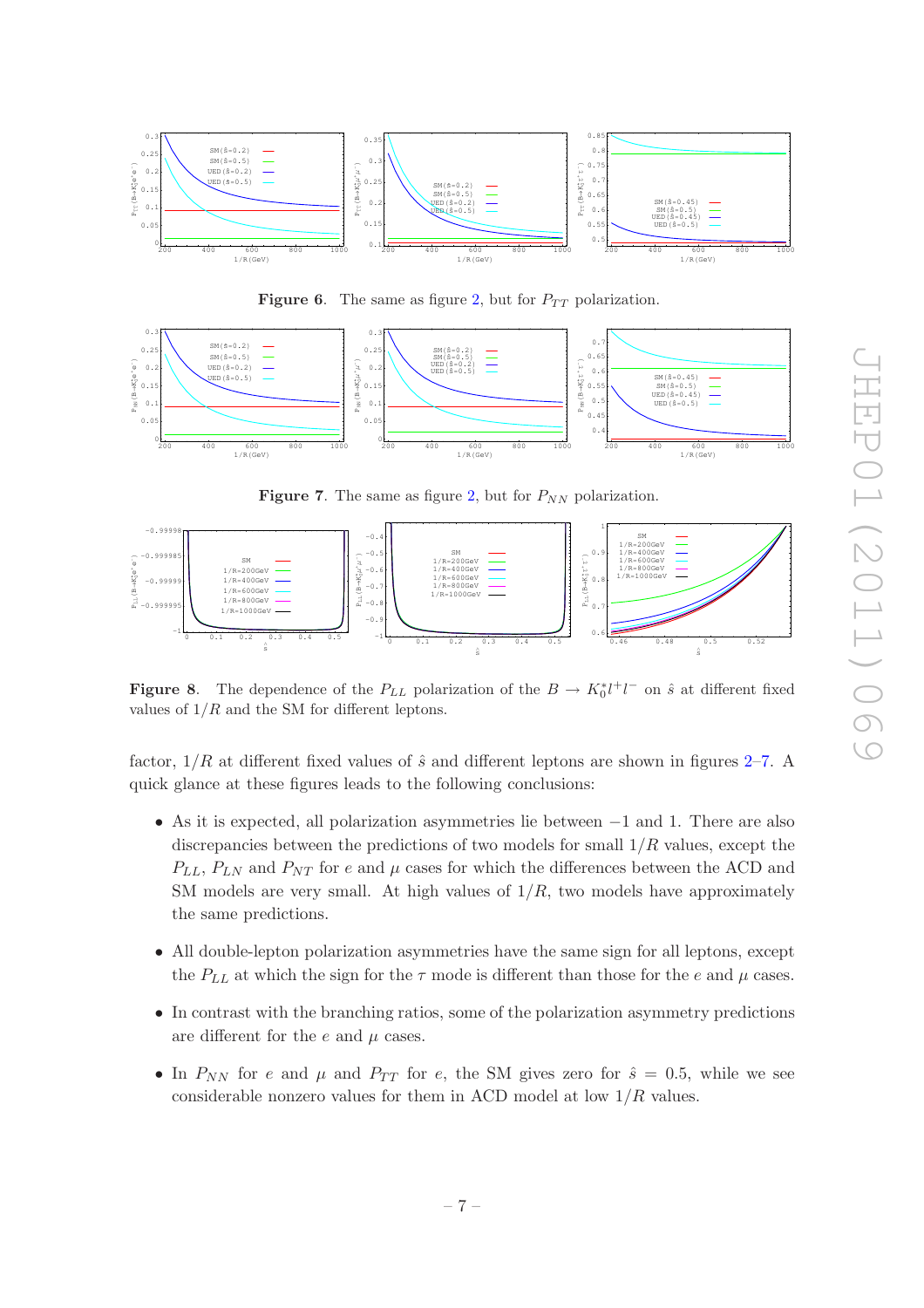**Figure 6**. The same as figure 2, but for $P_{TT}$ polarization.

**Figure 7**. The same as figure 2, but for $P_{NN}$ polarization.

**Figure 8**. The dependence of the $P_{LL}$ polarization of the $B \to K_0^* l^+ l^-$ on $\hat{s}$ at different fixed values of $1/R$ and the SM for different leptons.

factor, $1/R$ at different fixed values of $\hat{s}$ and different leptons are shown in figures 2–7. A quick glance at these figures leads to the following conclusions:

- As it is expected, all polarization asymmetries lie between $-1$ and 1. There are also discrepancies between the predictions of two models for small $1/R$ values, except the $P_{LL}$, $P_{LN}$ and $P_{NT}$ for $e$ and $\mu$ cases for which the differences between the ACD and SM models are very small. At high values of $1/R$, two models have approximately the same predictions.
- All double-lepton polarization asymmetries have the same sign for all leptons, except the $P_{LL}$ at which the sign for the $\tau$ mode is different than those for the $e$ and $\mu$ cases.
- In contrast with the branching ratios, some of the polarization asymmetry predictions are different for the $e$ and $\mu$ cases.
- In $P_{NN}$ for $e$ and $\mu$ and $P_{TT}$ for $e$, the SM gives zero for $\hat{s} = 0.5$, while we see considerable nonzero values for them in ACD model at low $1/R$ values.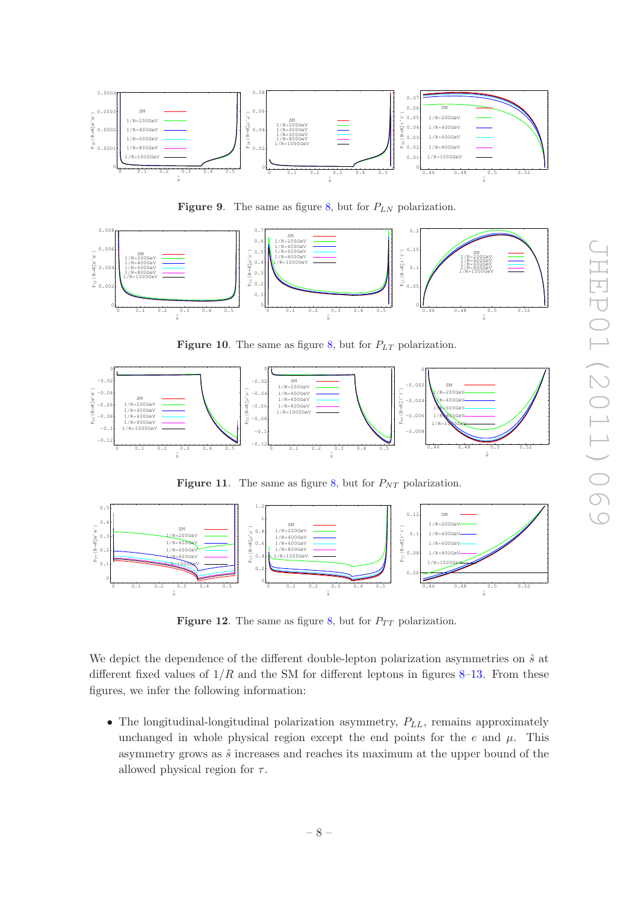**Figure 9**. The same as figure 8, but for $P_{LN}$ polarization.

**Figure 10**. The same as figure 8, but for $P_{LT}$ polarization.

**Figure 11**. The same as figure 8, but for $P_{NT}$ polarization.

**Figure 12**. The same as figure 8, but for $P_{TT}$ polarization.

We depict the dependence of the different double-lepton polarization asymmetries on $\hat{s}$ at different fixed values of $1/R$ and the SM for different leptons in figures 8–13. From these figures, we infer the following information:

- The longitudinal-longitudinal polarization asymmetry, $P_{LL}$, remains approximately unchanged in whole physical region except the end points for the $e$ and $\mu$. This asymmetry grows as $\hat{s}$ increases and reaches its maximum at the upper bound of the allowed physical region for $\tau$.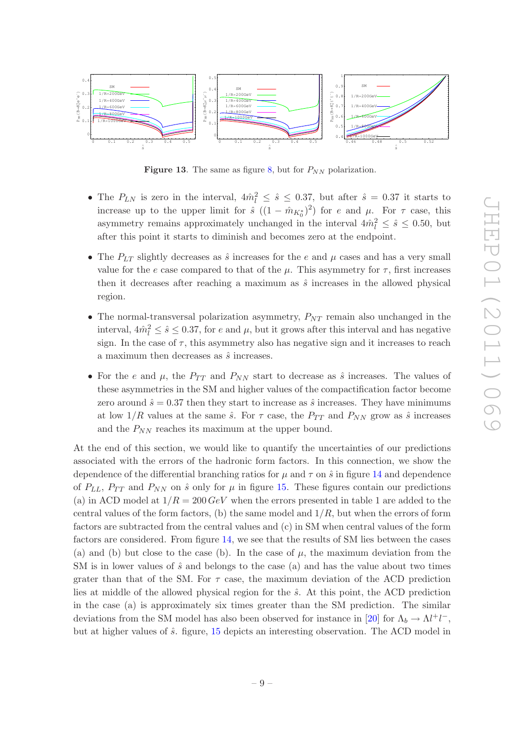**Figure 13**. The same as figure 8, but for $P_{NN}$ polarization.

- The $P_{LN}$ is zero in the interval, $4\hat{m}_l^2 \le \hat{s} \le 0.37$, but after $\hat{s} = 0.37$ it starts to increase up to the upper limit for $\hat{s}$ ($(1 - \hat{m}_{K_0^*})^2$) for $e$ and $\mu$. For $\tau$ case, this asymmetry remains approximately unchanged in the interval $4\hat{m}_l^2 \le \hat{s} \le 0.50$, but after this point it starts to diminish and becomes zero at the endpoint.

- The $P_{LT}$ slightly decreases as $\hat{s}$ increases for the $e$ and $\mu$ cases and has a very small value for the $e$ case compared to that of the $\mu$. This asymmetry for $\tau$, first increases then it decreases after reaching a maximum as $\hat{s}$ increases in the allowed physical region.

- The normal-transversal polarization asymmetry, $P_{NT}$ remain also unchanged in the interval, $4\hat{m}_l^2 \le \hat{s} \le 0.37$, for $e$ and $\mu$, but it grows after this interval and has negative sign. In the case of $\tau$, this asymmetry also has negative sign and it increases to reach a maximum then decreases as $\hat{s}$ increases.

- For the $e$ and $\mu$, the $P_{TT}$ and $P_{NN}$ start to decrease as $\hat{s}$ increases. The values of these asymmetries in the SM and higher values of the compactification factor become zero around $\hat{s} = 0.37$ then they start to increase as $\hat{s}$ increases. They have minimums at low $1/R$ values at the same $\hat{s}$. For $\tau$ case, the $P_{TT}$ and $P_{NN}$ grow as $\hat{s}$ increases and the $P_{NN}$ reaches its maximum at the upper bound.

At the end of this section, we would like to quantify the uncertainties of our predictions associated with the errors of the hadronic form factors. In this connection, we show the dependence of the differential branching ratios for $\mu$ and $\tau$ on $\hat{s}$ in figure 14 and dependence of $P_{LL}$, $P_{TT}$ and $P_{NN}$ on $\hat{s}$ only for $\mu$ in figure 15. These figures contain our predictions (a) in ACD model at $1/R = 200\,GeV$ when the errors presented in table 1 are added to the central values of the form factors, (b) the same model and $1/R$, but when the errors of form factors are subtracted from the central values and (c) in SM when central values of the form factors are considered. From figure 14, we see that the results of SM lies between the cases (a) and (b) but close to the case (b). In the case of $\mu$, the maximum deviation from the SM is in lower values of $\hat{s}$ and belongs to the case (a) and has the value about two times grater than that of the SM. For $\tau$ case, the maximum deviation of the ACD prediction lies at middle of the allowed physical region for the $\hat{s}$. At this point, the ACD prediction in the case (a) is approximately six times greater than the SM prediction. The similar deviations from the SM model has also been observed for instance in [20] for $\Lambda_b \to \Lambda l^+ l^-$, but at higher values of $\hat{s}$. figure, 15 depicts an interesting observation. The ACD model in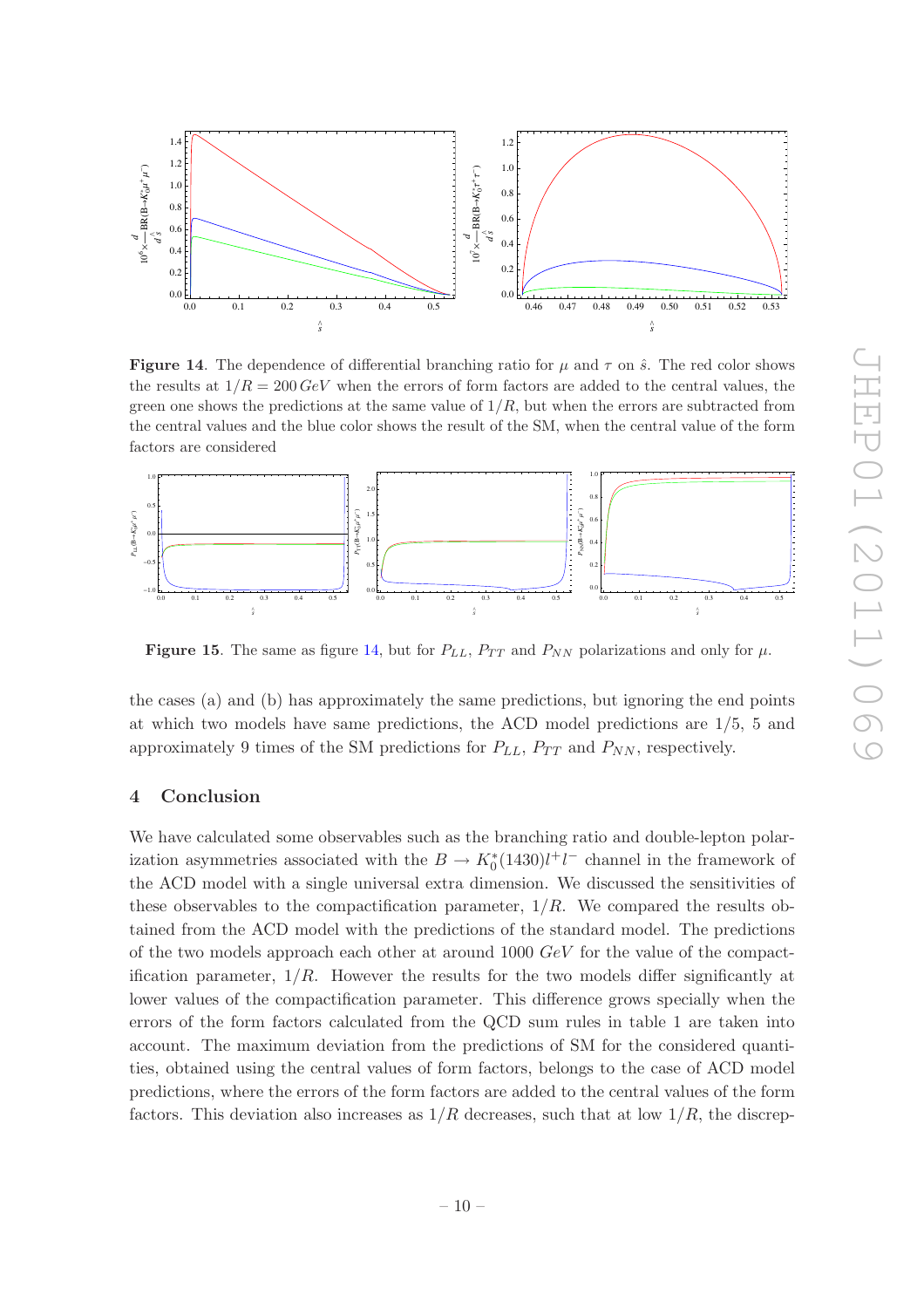**Figure 14**. The dependence of differential branching ratio for $\mu$ and $\tau$ on $\hat{s}$. The red color shows the results at $1/R = 200\,GeV$ when the errors of form factors are added to the central values, the green one shows the predictions at the same value of $1/R$, but when the errors are subtracted from the central values and the blue color shows the result of the SM, when the central value of the form factors are considered

**Figure 15**. The same as figure 14, but for $P_{LL}$, $P_{TT}$ and $P_{NN}$ polarizations and only for $\mu$.

the cases (a) and (b) has approximately the same predictions, but ignoring the end points at which two models have same predictions, the ACD model predictions are 1/5, 5 and approximately 9 times of the SM predictions for $P_{LL}$, $P_{TT}$ and $P_{NN}$, respectively.

## 4 Conclusion

We have calculated some observables such as the branching ratio and double-lepton polarization asymmetries associated with the $B \to K_0^*(1430)l^+l^-$ channel in the framework of the ACD model with a single universal extra dimension. We discussed the sensitivities of these observables to the compactification parameter, $1/R$. We compared the results obtained from the ACD model with the predictions of the standard model. The predictions of the two models approach each other at around 1000 $GeV$ for the value of the compactification parameter, $1/R$. However the results for the two models differ significantly at lower values of the compactification parameter. This difference grows specially when the errors of the form factors calculated from the QCD sum rules in table 1 are taken into account. The maximum deviation from the predictions of SM for the considered quantities, obtained using the central values of form factors, belongs to the case of ACD model predictions, where the errors of the form factors are added to the central values of the form factors. This deviation also increases as $1/R$ decreases, such that at low $1/R$, the discrep-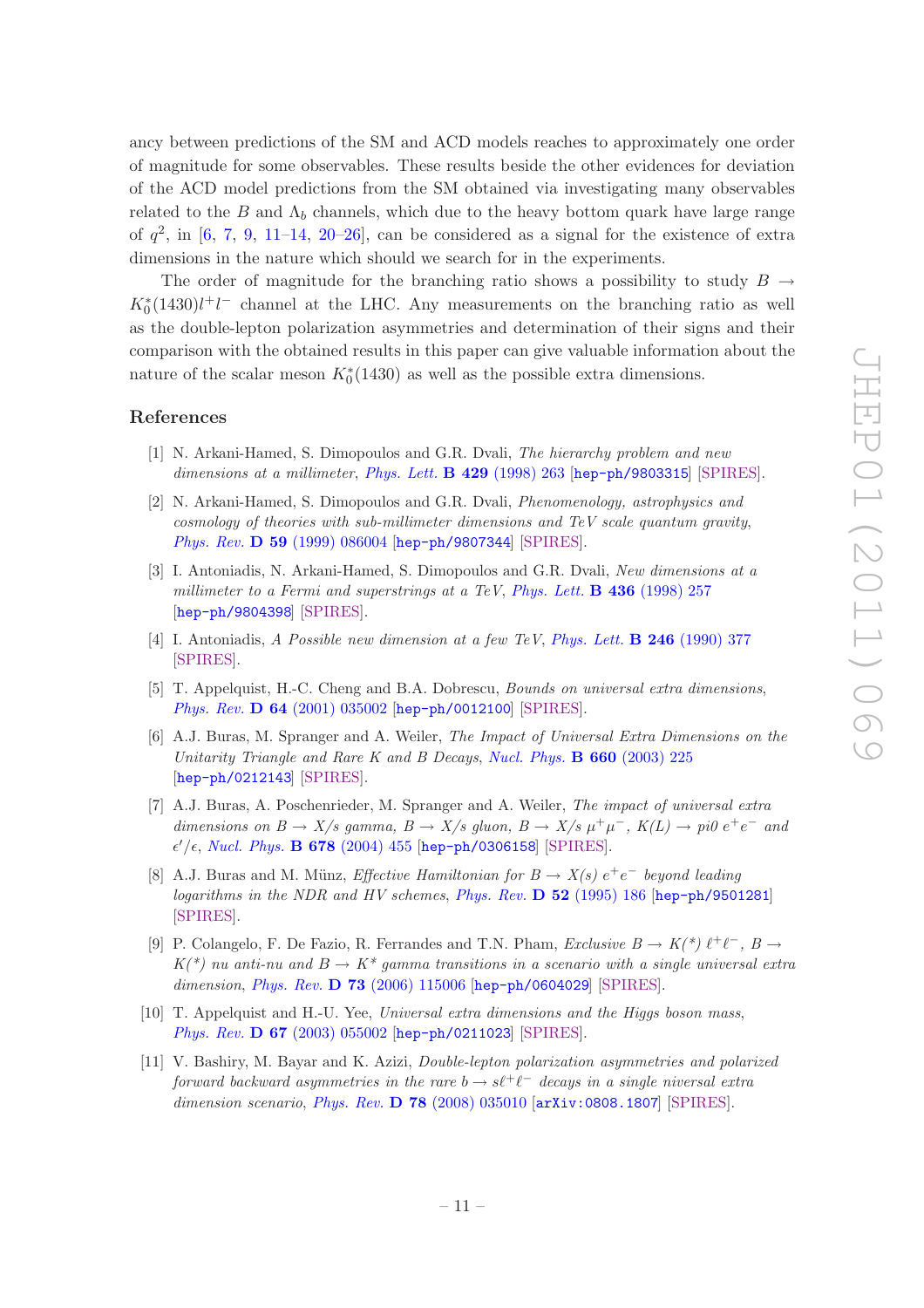ancy between predictions of the SM and ACD models reaches to approximately one order of magnitude for some observables. These results beside the other evidences for deviation of the ACD model predictions from the SM obtained via investigating many observables related to the $B$ and $\Lambda_b$ channels, which due to the heavy bottom quark have large range of $q^2$, in [6, 7, 9, 11–14, 20–26], can be considered as a signal for the existence of extra dimensions in the nature which should we search for in the experiments.

The order of magnitude for the branching ratio shows a possibility to study $B \to K_0^*(1430) l^+ l^-$ channel at the LHC. Any measurements on the branching ratio as well as the double-lepton polarization asymmetries and determination of their signs and their comparison with the obtained results in this paper can give valuable information about the nature of the scalar meson $K_0^*(1430)$ as well as the possible extra dimensions.

## References

[1] N. Arkani-Hamed, S. Dimopoulos and G.R. Dvali, *The hierarchy problem and new dimensions at a millimeter*, *Phys. Lett.* **B 429** (1998) 263 [hep-ph/9803315] [SPIRES].

[2] N. Arkani-Hamed, S. Dimopoulos and G.R. Dvali, *Phenomenology, astrophysics and cosmology of theories with sub-millimeter dimensions and TeV scale quantum gravity*, *Phys. Rev.* **D 59** (1999) 086004 [hep-ph/9807344] [SPIRES].

[3] I. Antoniadis, N. Arkani-Hamed, S. Dimopoulos and G.R. Dvali, *New dimensions at a millimeter to a Fermi and superstrings at a TeV*, *Phys. Lett.* **B 436** (1998) 257 [hep-ph/9804398] [SPIRES].

[4] I. Antoniadis, *A Possible new dimension at a few TeV*, *Phys. Lett.* **B 246** (1990) 377 [SPIRES].

[5] T. Appelquist, H.-C. Cheng and B.A. Dobrescu, *Bounds on universal extra dimensions*, *Phys. Rev.* **D 64** (2001) 035002 [hep-ph/0012100] [SPIRES].

[6] A.J. Buras, M. Spranger and A. Weiler, *The Impact of Universal Extra Dimensions on the Unitarity Triangle and Rare K and B Decays*, *Nucl. Phys.* **B 660** (2003) 225 [hep-ph/0212143] [SPIRES].

[7] A.J. Buras, A. Poschenrieder, M. Spranger and A. Weiler, *The impact of universal extra dimensions on $B \to X/s$ gamma, $B \to X/s$ gluon, $B \to X/s$ $\mu^+\mu^-$, $K(L) \to pi0$ $e^+e^-$ and $\epsilon'/\epsilon$*, *Nucl. Phys.* **B 678** (2004) 455 [hep-ph/0306158] [SPIRES].

[8] A.J. Buras and M. Münz, *Effective Hamiltonian for $B \to X(s)$ $e^+e^-$ beyond leading logarithms in the NDR and HV schemes*, *Phys. Rev.* **D 52** (1995) 186 [hep-ph/9501281] [SPIRES].

[9] P. Colangelo, F. De Fazio, R. Ferrandes and T.N. Pham, *Exclusive $B \to K(*)$ $\ell^+\ell^-$, $B \to K(*)$ nu anti-nu and $B \to K^*$ gamma transitions in a scenario with a single universal extra dimension*, *Phys. Rev.* **D 73** (2006) 115006 [hep-ph/0604029] [SPIRES].

[10] T. Appelquist and H.-U. Yee, *Universal extra dimensions and the Higgs boson mass*, *Phys. Rev.* **D 67** (2003) 055002 [hep-ph/0211023] [SPIRES].

[11] V. Bashiry, M. Bayar and K. Azizi, *Double-lepton polarization asymmetries and polarized forward backward asymmetries in the rare $b \to s\ell^+\ell^-$ decays in a single niversal extra dimension scenario*, *Phys. Rev.* **D 78** (2008) 035010 [arXiv:0808.1807] [SPIRES].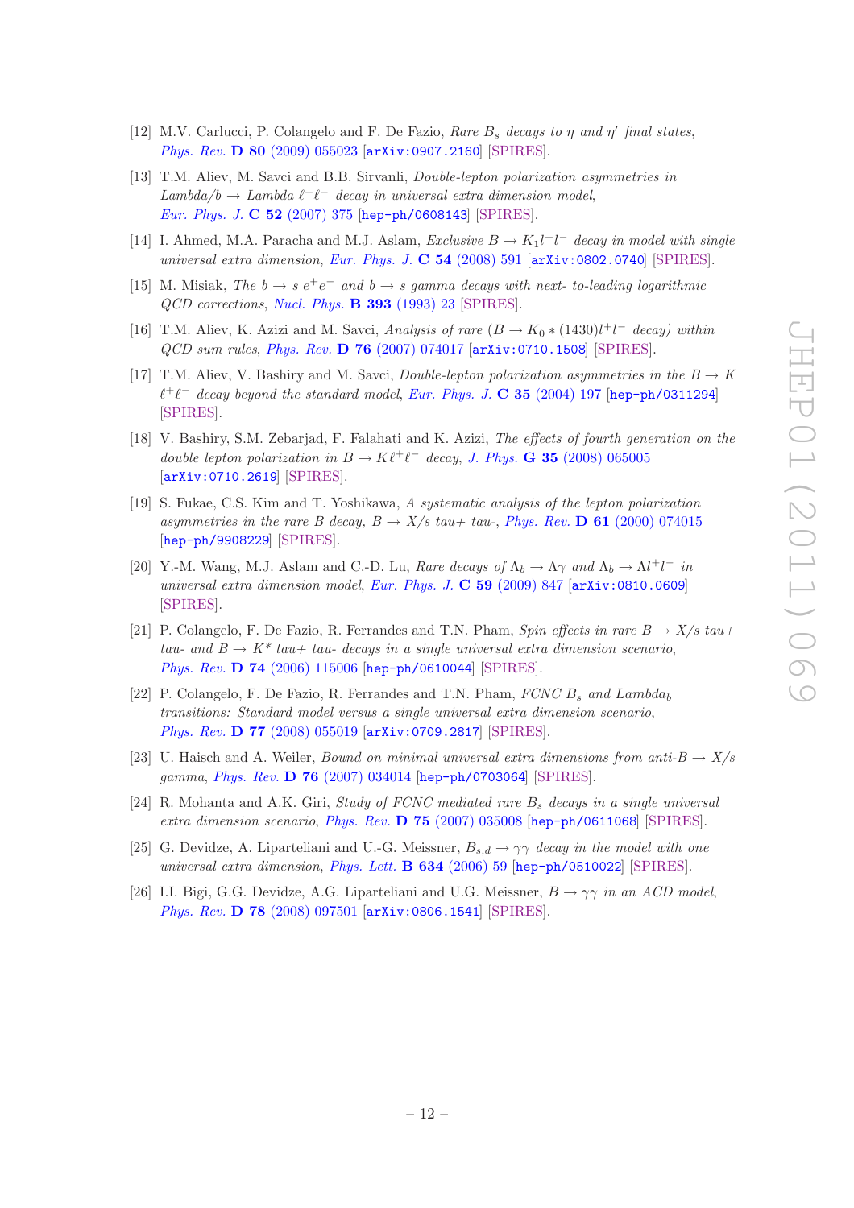[12] M.V. Carlucci, P. Colangelo and F. De Fazio, *Rare $B_s$ decays to $\eta$ and $\eta'$ final states*, *Phys. Rev.* **D 80** (2009) 055023 [arXiv:0907.2160] [SPIRES].

[13] T.M. Aliev, M. Savci and B.B. Sirvanli, *Double-lepton polarization asymmetries in Lambda/b → Lambda $\ell^+\ell^-$ decay in universal extra dimension model*, *Eur. Phys. J.* **C 52** (2007) 375 [hep-ph/0608143] [SPIRES].

[14] I. Ahmed, M.A. Paracha and M.J. Aslam, *Exclusive $B \to K_1 l^+l^-$ decay in model with single universal extra dimension*, *Eur. Phys. J.* **C 54** (2008) 591 [arXiv:0802.0740] [SPIRES].

[15] M. Misiak, *The $b \to s\ e^+e^-$ and $b \to s$ gamma decays with next- to-leading logarithmic QCD corrections*, *Nucl. Phys.* **B 393** (1993) 23 [SPIRES].

[16] T.M. Aliev, K. Azizi and M. Savci, *Analysis of rare ($B \to K_0 * (1430)l^+l^-$ decay) within QCD sum rules*, *Phys. Rev.* **D 76** (2007) 074017 [arXiv:0710.1508] [SPIRES].

[17] T.M. Aliev, V. Bashiry and M. Savci, *Double-lepton polarization asymmetries in the $B \to K\ \ell^+\ell^-$ decay beyond the standard model*, *Eur. Phys. J.* **C 35** (2004) 197 [hep-ph/0311294] [SPIRES].

[18] V. Bashiry, S.M. Zebarjad, F. Falahati and K. Azizi, *The effects of fourth generation on the double lepton polarization in $B \to K\ell^+\ell^-$ decay*, *J. Phys.* **G 35** (2008) 065005 [arXiv:0710.2619] [SPIRES].

[19] S. Fukae, C.S. Kim and T. Yoshikawa, *A systematic analysis of the lepton polarization asymmetries in the rare B decay, $B \to X/s$ tau+ tau-*, *Phys. Rev.* **D 61** (2000) 074015 [hep-ph/9908229] [SPIRES].

[20] Y.-M. Wang, M.J. Aslam and C.-D. Lu, *Rare decays of $\Lambda_b \to \Lambda\gamma$ and $\Lambda_b \to \Lambda l^+l^-$ in universal extra dimension model*, *Eur. Phys. J.* **C 59** (2009) 847 [arXiv:0810.0609] [SPIRES].

[21] P. Colangelo, F. De Fazio, R. Ferrandes and T.N. Pham, *Spin effects in rare $B \to X/s$ tau+ tau- and $B \to K^*$ tau+ tau- decays in a single universal extra dimension scenario*, *Phys. Rev.* **D 74** (2006) 115006 [hep-ph/0610044] [SPIRES].

[22] P. Colangelo, F. De Fazio, R. Ferrandes and T.N. Pham, *FCNC $B_s$ and Lambda$_b$ transitions: Standard model versus a single universal extra dimension scenario*, *Phys. Rev.* **D 77** (2008) 055019 [arXiv:0709.2817] [SPIRES].

[23] U. Haisch and A. Weiler, *Bound on minimal universal extra dimensions from anti-$B \to X/s$ gamma*, *Phys. Rev.* **D 76** (2007) 034014 [hep-ph/0703064] [SPIRES].

[24] R. Mohanta and A.K. Giri, *Study of FCNC mediated rare $B_s$ decays in a single universal extra dimension scenario*, *Phys. Rev.* **D 75** (2007) 035008 [hep-ph/0611068] [SPIRES].

[25] G. Devidze, A. Liparteliani and U.-G. Meissner, *$B_{s,d} \to \gamma\gamma$ decay in the model with one universal extra dimension*, *Phys. Lett.* **B 634** (2006) 59 [hep-ph/0510022] [SPIRES].

[26] I.I. Bigi, G.G. Devidze, A.G. Liparteliani and U.G. Meissner, *$B \to \gamma\gamma$ in an ACD model*, *Phys. Rev.* **D 78** (2008) 097501 [arXiv:0806.1541] [SPIRES].